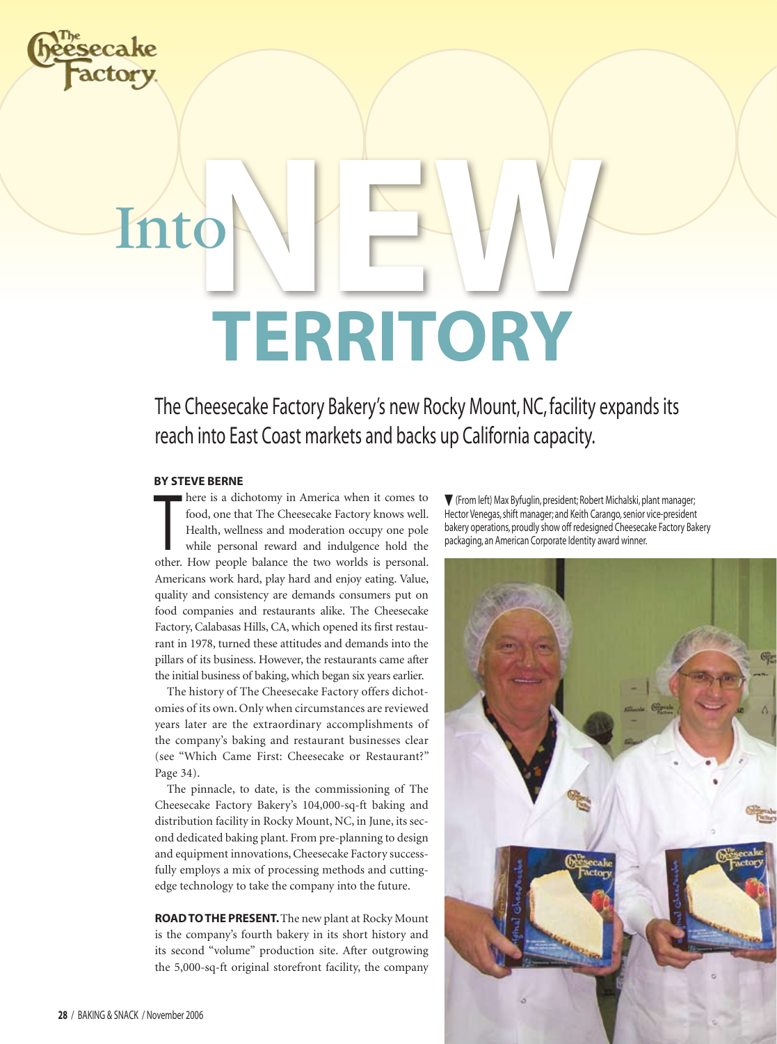# Into NEW TERRITORY

## The Cheesecake Factory Bakery's new Rocky Mount, NC, facility expands its reach into East Coast markets and backs up California capacity.

**BY STEVE BERNE**

There is a dichotomy in America when it comes to food, one that The Cheesecake Factory knows well. Health, wellness and moderation occupy one pole while personal reward and indulgence hold the other. How people balance the two worlds is personal. Americans work hard, play hard and enjoy eating. Value, quality and consistency are demands consumers put on food companies and restaurants alike. The Cheesecake Factory, Calabasas Hills, CA, which opened its first restaurant in 1978, turned these attitudes and demands into the pillars of its business. However, the restaurants came after the initial business of baking, which began six years earlier.

The history of The Cheesecake Factory offers dichotomies of its own. Only when circumstances are reviewed years later are the extraordinary accomplishments of the company's baking and restaurant businesses clear (see "Which Came First: Cheesecake or Restaurant?" Page 34).

The pinnacle, to date, is the commissioning of The Cheesecake Factory Bakery's 104,000-sq-ft baking and distribution facility in Rocky Mount, NC, in June, its second dedicated baking plant. From pre-planning to design and equipment innovations, Cheesecake Factory successfully employs a mix of processing methods and cutting-edge technology to take the company into the future.

**ROAD TO THE PRESENT.** The new plant at Rocky Mount is the company's fourth bakery in its short history and its second "volume" production site. After outgrowing the 5,000-sq-ft original storefront facility, the company

▼ (From left) Max Byfuglin, president; Robert Michalski, plant manager; Hector Venegas, shift manager; and Keith Carango, senior vice-president bakery operations, proudly show off redesigned Cheesecake Factory Bakery packaging, an American Corporate Identity award winner.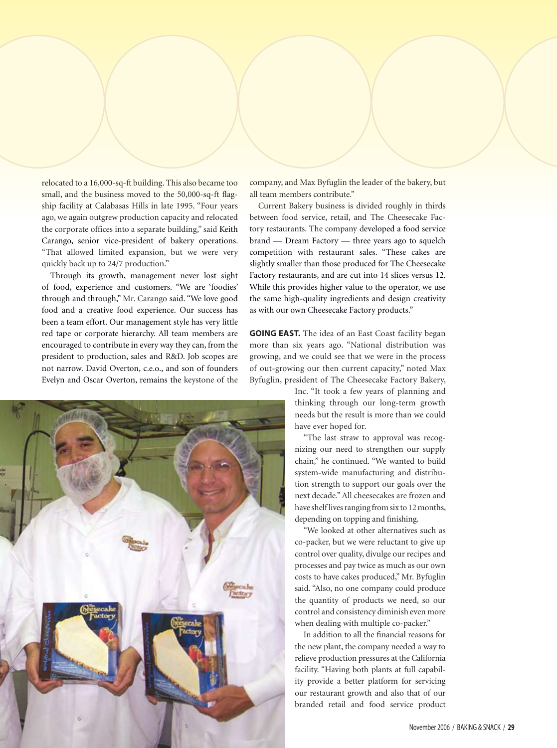relocated to a 16,000-sq-ft building. This also became too small, and the business moved to the 50,000-sq-ft flagship facility at Calabasas Hills in late 1995. "Four years ago, we again outgrew production capacity and relocated the corporate offices into a separate building," said Keith Carango, senior vice-president of bakery operations. "That allowed limited expansion, but we were very quickly back up to 24/7 production."

Through its growth, management never lost sight of food, experience and customers. "We are 'foodies' through and through," Mr. Carango said. "We love good food and a creative food experience. Our success has been a team effort. Our management style has very little red tape or corporate hierarchy. All team members are encouraged to contribute in every way they can, from the president to production, sales and R&D. Job scopes are not narrow. David Overton, c.e.o., and son of founders Evelyn and Oscar Overton, remains the keystone of the company, and Max Byfuglin the leader of the bakery, but all team members contribute."

Current Bakery business is divided roughly in thirds between food service, retail, and The Cheesecake Factory restaurants. The company developed a food service brand — Dream Factory — three years ago to squelch competition with restaurant sales. "These cakes are slightly smaller than those produced for The Cheesecake Factory restaurants, and are cut into 14 slices versus 12. While this provides higher value to the operator, we use the same high-quality ingredients and design creativity as with our own Cheesecake Factory products."

**GOING EAST.** The idea of an East Coast facility began more than six years ago. "National distribution was growing, and we could see that we were in the process of out-growing our then current capacity," noted Max Byfuglin, president of The Cheesecake Factory Bakery, Inc. "It took a few years of planning and thinking through our long-term growth needs but the result is more than we could have ever hoped for.

"The last straw to approval was recognizing our need to strengthen our supply chain," he continued. "We wanted to build system-wide manufacturing and distribution strength to support our goals over the next decade." All cheesecakes are frozen and have shelf lives ranging from six to 12 months, depending on topping and finishing.

"We looked at other alternatives such as co-packer, but we were reluctant to give up control over quality, divulge our recipes and processes and pay twice as much as our own costs to have cakes produced," Mr. Byfuglin said. "Also, no one company could produce the quantity of products we need, so our control and consistency diminish even more when dealing with multiple co-packer."

In addition to all the financial reasons for the new plant, the company needed a way to relieve production pressures at the California facility. "Having both plants at full capability provide a better platform for servicing our restaurant growth and also that of our branded retail and food service product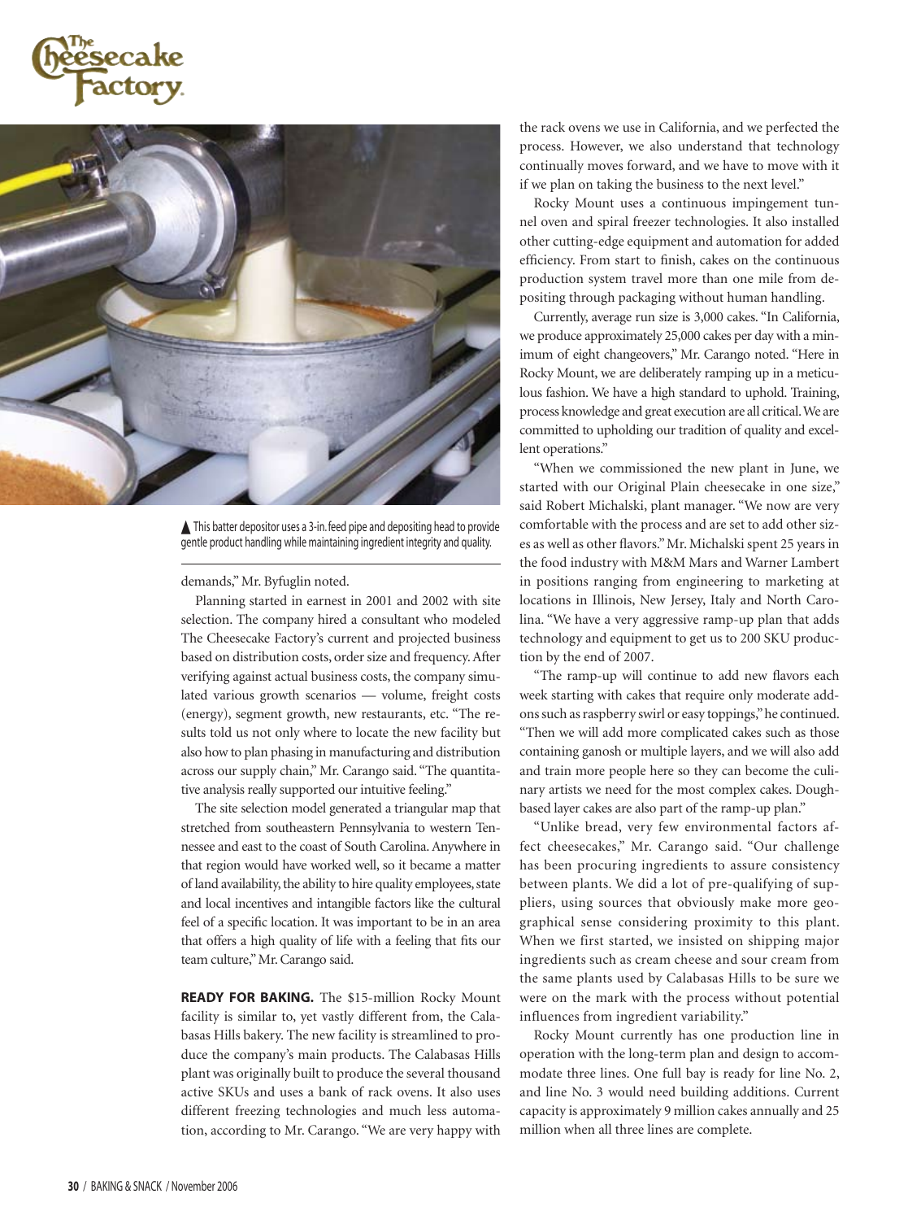▲ This batter depositor uses a 3-in. feed pipe and depositing head to provide gentle product handling while maintaining ingredient integrity and quality.

demands," Mr. Byfuglin noted.

Planning started in earnest in 2001 and 2002 with site selection. The company hired a consultant who modeled The Cheesecake Factory's current and projected business based on distribution costs, order size and frequency. After verifying against actual business costs, the company simulated various growth scenarios — volume, freight costs (energy), segment growth, new restaurants, etc. "The results told us not only where to locate the new facility but also how to plan phasing in manufacturing and distribution across our supply chain," Mr. Carango said. "The quantitative analysis really supported our intuitive feeling."

The site selection model generated a triangular map that stretched from southeastern Pennsylvania to western Tennessee and east to the coast of South Carolina. Anywhere in that region would have worked well, so it became a matter of land availability, the ability to hire quality employees, state and local incentives and intangible factors like the cultural feel of a specific location. It was important to be in an area that offers a high quality of life with a feeling that fits our team culture," Mr. Carango said.

**READY FOR BAKING.** The $15-million Rocky Mount facility is similar to, yet vastly different from, the Calabasas Hills bakery. The new facility is streamlined to produce the company's main products. The Calabasas Hills plant was originally built to produce the several thousand active SKUs and uses a bank of rack ovens. It also uses different freezing technologies and much less automation, according to Mr. Carango. "We are very happy with the rack ovens we use in California, and we perfected the process. However, we also understand that technology continually moves forward, and we have to move with it if we plan on taking the business to the next level."

Rocky Mount uses a continuous impingement tunnel oven and spiral freezer technologies. It also installed other cutting-edge equipment and automation for added efficiency. From start to finish, cakes on the continuous production system travel more than one mile from depositing through packaging without human handling.

Currently, average run size is 3,000 cakes. "In California, we produce approximately 25,000 cakes per day with a minimum of eight changeovers," Mr. Carango noted. "Here in Rocky Mount, we are deliberately ramping up in a meticulous fashion. We have a high standard to uphold. Training, process knowledge and great execution are all critical. We are committed to upholding our tradition of quality and excellent operations."

"When we commissioned the new plant in June, we started with our Original Plain cheesecake in one size," said Robert Michalski, plant manager. "We now are very comfortable with the process and are set to add other sizes as well as other flavors." Mr. Michalski spent 25 years in the food industry with M&M Mars and Warner Lambert in positions ranging from engineering to marketing at locations in Illinois, New Jersey, Italy and North Carolina. "We have a very aggressive ramp-up plan that adds technology and equipment to get us to 200 SKU production by the end of 2007.

"The ramp-up will continue to add new flavors each week starting with cakes that require only moderate add-ons such as raspberry swirl or easy toppings," he continued. "Then we will add more complicated cakes such as those containing ganosh or multiple layers, and we will also add and train more people here so they can become the culinary artists we need for the most complex cakes. Dough-based layer cakes are also part of the ramp-up plan."

"Unlike bread, very few environmental factors affect cheesecakes," Mr. Carango said. "Our challenge has been procuring ingredients to assure consistency between plants. We did a lot of pre-qualifying of suppliers, using sources that obviously make more geographical sense considering proximity to this plant. When we first started, we insisted on shipping major ingredients such as cream cheese and sour cream from the same plants used by Calabasas Hills to be sure we were on the mark with the process without potential influences from ingredient variability."

Rocky Mount currently has one production line in operation with the long-term plan and design to accommodate three lines. One full bay is ready for line No. 2, and line No. 3 would need building additions. Current capacity is approximately 9 million cakes annually and 25 million when all three lines are complete.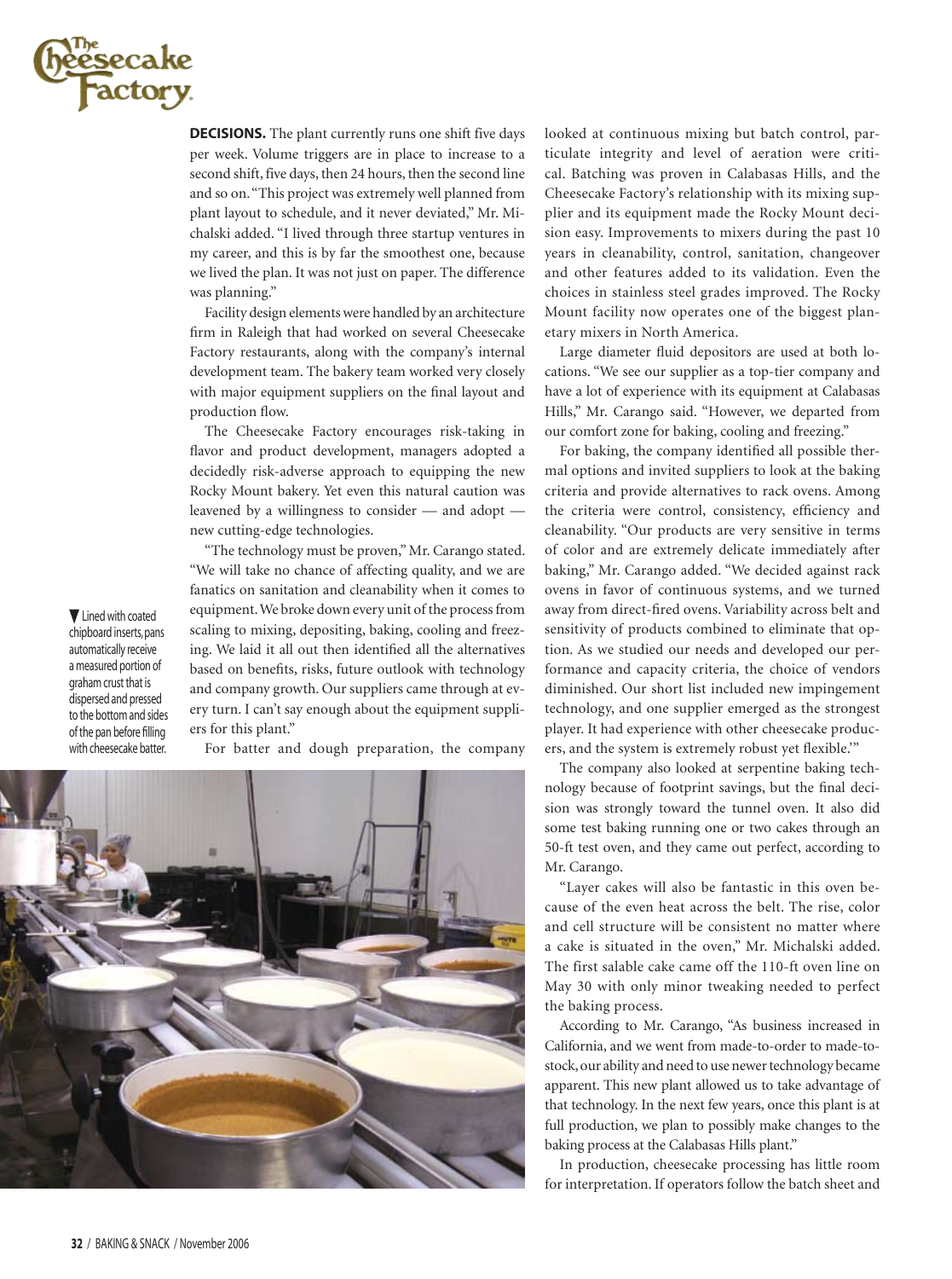**DECISIONS.** The plant currently runs one shift five days per week. Volume triggers are in place to increase to a second shift, five days, then 24 hours, then the second line and so on. "This project was extremely well planned from plant layout to schedule, and it never deviated," Mr. Michalski added. "I lived through three startup ventures in my career, and this is by far the smoothest one, because we lived the plan. It was not just on paper. The difference was planning."

Facility design elements were handled by an architecture firm in Raleigh that had worked on several Cheesecake Factory restaurants, along with the company's internal development team. The bakery team worked very closely with major equipment suppliers on the final layout and production flow.

The Cheesecake Factory encourages risk-taking in flavor and product development, managers adopted a decidedly risk-adverse approach to equipping the new Rocky Mount bakery. Yet even this natural caution was leavened by a willingness to consider — and adopt — new cutting-edge technologies.

"The technology must be proven," Mr. Carango stated. "We will take no chance of affecting quality, and we are fanatics on sanitation and cleanability when it comes to equipment. We broke down every unit of the process from scaling to mixing, depositing, baking, cooling and freezing. We laid it all out then identified all the alternatives based on benefits, risks, future outlook with technology and company growth. Our suppliers came through at every turn. I can't say enough about the equipment suppliers for this plant."

▼ Lined with coated chipboard inserts, pans automatically receive a measured portion of graham crust that is dispersed and pressed to the bottom and sides of the pan before filling with cheesecake batter.

For batter and dough preparation, the company looked at continuous mixing but batch control, particulate integrity and level of aeration were critical. Batching was proven in Calabasas Hills, and the Cheesecake Factory's relationship with its mixing supplier and its equipment made the Rocky Mount decision easy. Improvements to mixers during the past 10 years in cleanability, control, sanitation, changeover and other features added to its validation. Even the choices in stainless steel grades improved. The Rocky Mount facility now operates one of the biggest planetary mixers in North America.

Large diameter fluid depositors are used at both locations. "We see our supplier as a top-tier company and have a lot of experience with its equipment at Calabasas Hills," Mr. Carango said. "However, we departed from our comfort zone for baking, cooling and freezing."

For baking, the company identified all possible thermal options and invited suppliers to look at the baking criteria and provide alternatives to rack ovens. Among the criteria were control, consistency, efficiency and cleanability. "Our products are very sensitive in terms of color and are extremely delicate immediately after baking," Mr. Carango added. "We decided against rack ovens in favor of continuous systems, and we turned away from direct-fired ovens. Variability across belt and sensitivity of products combined to eliminate that option. As we studied our needs and developed our performance and capacity criteria, the choice of vendors diminished. Our short list included new impingement technology, and one supplier emerged as the strongest player. It had experience with other cheesecake producers, and the system is extremely robust yet flexible.'"

The company also looked at serpentine baking technology because of footprint savings, but the final decision was strongly toward the tunnel oven. It also did some test baking running one or two cakes through an 50-ft test oven, and they came out perfect, according to Mr. Carango.

"Layer cakes will also be fantastic in this oven because of the even heat across the belt. The rise, color and cell structure will be consistent no matter where a cake is situated in the oven," Mr. Michalski added. The first salable cake came off the 110-ft oven line on May 30 with only minor tweaking needed to perfect the baking process.

According to Mr. Carango, "As business increased in California, and we went from made-to-order to made-to-stock, our ability and need to use newer technology became apparent. This new plant allowed us to take advantage of that technology. In the next few years, once this plant is at full production, we plan to possibly make changes to the baking process at the Calabasas Hills plant."

In production, cheesecake processing has little room for interpretation. If operators follow the batch sheet and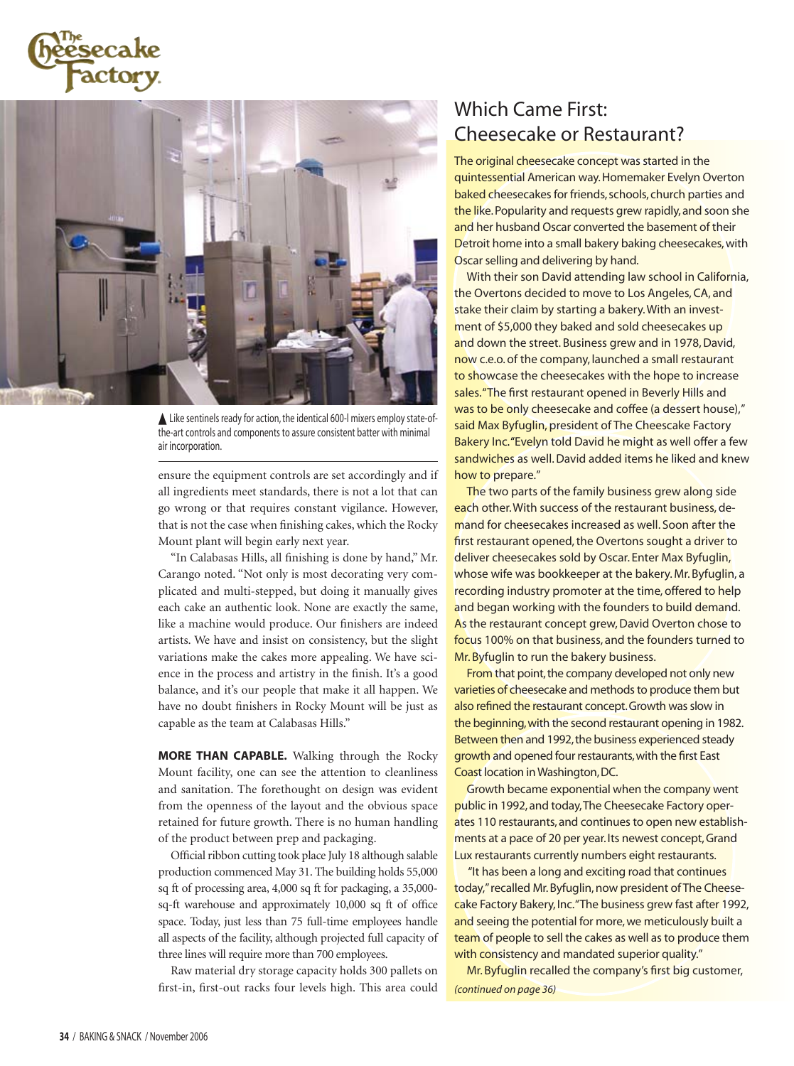▲ Like sentinels ready for action, the identical 600-l mixers employ state-of-the-art controls and components to assure consistent batter with minimal air incorporation.

ensure the equipment controls are set accordingly and if all ingredients meet standards, there is not a lot that can go wrong or that requires constant vigilance. However, that is not the case when finishing cakes, which the Rocky Mount plant will begin early next year.

"In Calabasas Hills, all finishing is done by hand," Mr. Carango noted. "Not only is most decorating very complicated and multi-stepped, but doing it manually gives each cake an authentic look. None are exactly the same, like a machine would produce. Our finishers are indeed artists. We have and insist on consistency, but the slight variations make the cakes more appealing. We have science in the process and artistry in the finish. It's a good balance, and it's our people that make it all happen. We have no doubt finishers in Rocky Mount will be just as capable as the team at Calabasas Hills."

**MORE THAN CAPABLE.** Walking through the Rocky Mount facility, one can see the attention to cleanliness and sanitation. The forethought on design was evident from the openness of the layout and the obvious space retained for future growth. There is no human handling of the product between prep and packaging.

Official ribbon cutting took place July 18 although salable production commenced May 31. The building holds 55,000 sq ft of processing area, 4,000 sq ft for packaging, a 35,000-sq-ft warehouse and approximately 10,000 sq ft of office space. Today, just less than 75 full-time employees handle all aspects of the facility, although projected full capacity of three lines will require more than 700 employees.

Raw material dry storage capacity holds 300 pallets on first-in, first-out racks four levels high. This area could

## Which Came First: Cheesecake or Restaurant?

The original cheesecake concept was started in the quintessential American way. Homemaker Evelyn Overton baked cheesecakes for friends, schools, church parties and the like. Popularity and requests grew rapidly, and soon she and her husband Oscar converted the basement of their Detroit home into a small bakery baking cheesecakes, with Oscar selling and delivering by hand.

With their son David attending law school in California, the Overtons decided to move to Los Angeles, CA, and stake their claim by starting a bakery. With an investment of $5,000 they baked and sold cheesecakes up and down the street. Business grew and in 1978, David, now c.e.o. of the company, launched a small restaurant to showcase the cheesecakes with the hope to increase sales. "The first restaurant opened in Beverly Hills and was to be only cheesecake and coffee (a dessert house)," said Max Byfuglin, president of The Cheesecake Factory Bakery Inc. "Evelyn told David he might as well offer a few sandwiches as well. David added items he liked and knew how to prepare."

The two parts of the family business grew along side each other. With success of the restaurant business, demand for cheesecakes increased as well. Soon after the first restaurant opened, the Overtons sought a driver to deliver cheesecakes sold by Oscar. Enter Max Byfuglin, whose wife was bookkeeper at the bakery. Mr. Byfuglin, a recording industry promoter at the time, offered to help and began working with the founders to build demand. As the restaurant concept grew, David Overton chose to focus 100% on that business, and the founders turned to Mr. Byfuglin to run the bakery business.

From that point, the company developed not only new varieties of cheesecake and methods to produce them but also refined the restaurant concept. Growth was slow in the beginning, with the second restaurant opening in 1982. Between then and 1992, the business experienced steady growth and opened four restaurants, with the first East Coast location in Washington, DC.

Growth became exponential when the company went public in 1992, and today, The Cheesecake Factory operates 110 restaurants, and continues to open new establishments at a pace of 20 per year. Its newest concept, Grand Lux restaurants currently numbers eight restaurants.

"It has been a long and exciting road that continues today," recalled Mr. Byfuglin, now president of The Cheesecake Factory Bakery, Inc. "The business grew fast after 1992, and seeing the potential for more, we meticulously built a team of people to sell the cakes as well as to produce them with consistency and mandated superior quality."

Mr. Byfuglin recalled the company's first big customer,

*(continued on page 36)*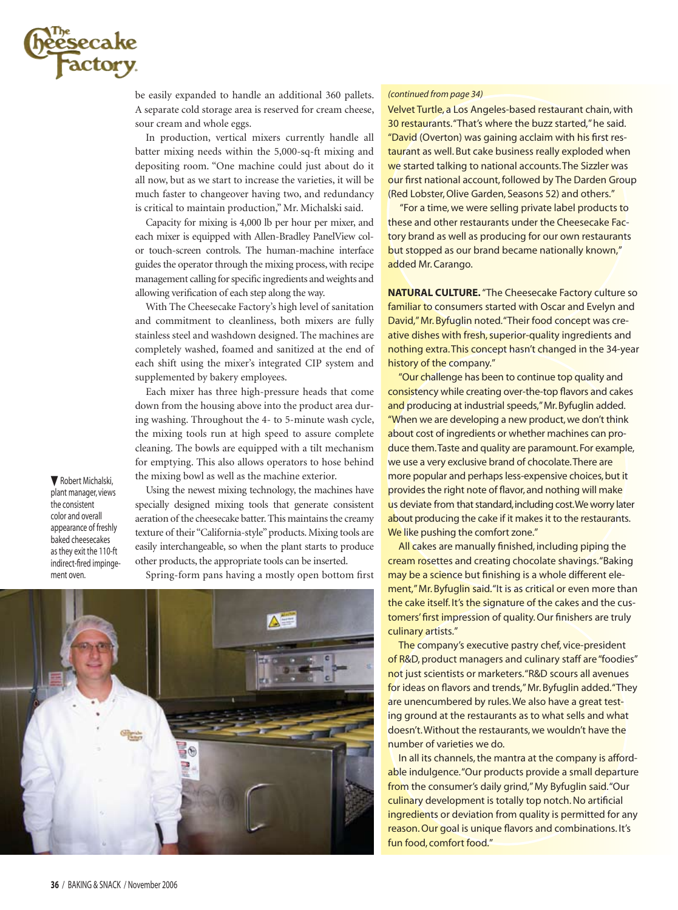be easily expanded to handle an additional 360 pallets. A separate cold storage area is reserved for cream cheese, sour cream and whole eggs.

In production, vertical mixers currently handle all batter mixing needs within the 5,000-sq-ft mixing and depositing room. "One machine could just about do it all now, but as we start to increase the varieties, it will be much faster to changeover having two, and redundancy is critical to maintain production," Mr. Michalski said.

Capacity for mixing is 4,000 lb per hour per mixer, and each mixer is equipped with Allen-Bradley PanelView color touch-screen controls. The human-machine interface guides the operator through the mixing process, with recipe management calling for specific ingredients and weights and allowing verification of each step along the way.

With The Cheesecake Factory's high level of sanitation and commitment to cleanliness, both mixers are fully stainless steel and washdown designed. The machines are completely washed, foamed and sanitized at the end of each shift using the mixer's integrated CIP system and supplemented by bakery employees.

Each mixer has three high-pressure heads that come down from the housing above into the product area during washing. Throughout the 4- to 5-minute wash cycle, the mixing tools run at high speed to assure complete cleaning. The bowls are equipped with a tilt mechanism for emptying. This also allows operators to hose behind the mixing bowl as well as the machine exterior.

Using the newest mixing technology, the machines have specially designed mixing tools that generate consistent aeration of the cheesecake batter. This maintains the creamy texture of their "California-style" products. Mixing tools are easily interchangeable, so when the plant starts to produce other products, the appropriate tools can be inserted.

Spring-form pans having a mostly open bottom first

▼ Robert Michalski, plant manager, views the consistent color and overall appearance of freshly baked cheesecakes as they exit the 110-ft indirect-fired impingement oven.

*(continued from page 34)*

Velvet Turtle, a Los Angeles-based restaurant chain, with 30 restaurants. "That's where the buzz started," he said. "David (Overton) was gaining acclaim with his first restaurant as well. But cake business really exploded when we started talking to national accounts. The Sizzler was our first national account, followed by The Darden Group (Red Lobster, Olive Garden, Seasons 52) and others."

"For a time, we were selling private label products to these and other restaurants under the Cheesecake Factory brand as well as producing for our own restaurants but stopped as our brand became nationally known," added Mr. Carango.

**NATURAL CULTURE.** "The Cheesecake Factory culture so familiar to consumers started with Oscar and Evelyn and David," Mr. Byfuglin noted. "Their food concept was creative dishes with fresh, superior-quality ingredients and nothing extra. This concept hasn't changed in the 34-year history of the company."

"Our challenge has been to continue top quality and consistency while creating over-the-top flavors and cakes and producing at industrial speeds," Mr. Byfuglin added. "When we are developing a new product, we don't think about cost of ingredients or whether machines can produce them. Taste and quality are paramount. For example, we use a very exclusive brand of chocolate. There are more popular and perhaps less-expensive choices, but it provides the right note of flavor, and nothing will make us deviate from that standard, including cost. We worry later about producing the cake if it makes it to the restaurants. We like pushing the comfort zone."

All cakes are manually finished, including piping the cream rosettes and creating chocolate shavings. "Baking may be a science but finishing is a whole different element," Mr. Byfuglin said. "It is as critical or even more than the cake itself. It's the signature of the cakes and the customers' first impression of quality. Our finishers are truly culinary artists."

The company's executive pastry chef, vice-president of R&D, product managers and culinary staff are "foodies" not just scientists or marketers. "R&D scours all avenues for ideas on flavors and trends," Mr. Byfuglin added. "They are unencumbered by rules. We also have a great testing ground at the restaurants as to what sells and what doesn't. Without the restaurants, we wouldn't have the number of varieties we do.

In all its channels, the mantra at the company is affordable indulgence. "Our products provide a small departure from the consumer's daily grind," My Byfuglin said. "Our culinary development is totally top notch. No artificial ingredients or deviation from quality is permitted for any reason. Our goal is unique flavors and combinations. It's fun food, comfort food."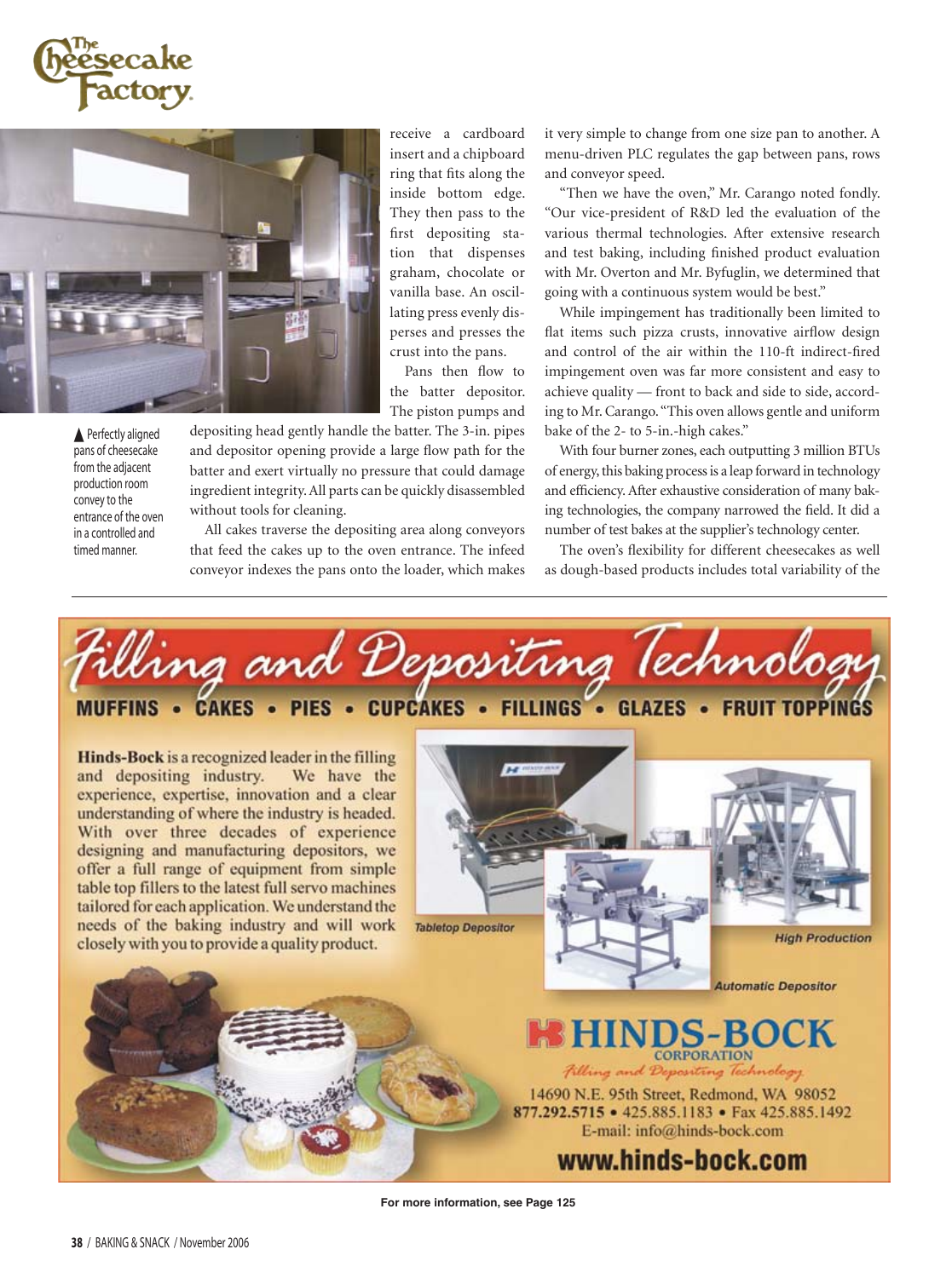receive a cardboard insert and a chipboard ring that fits along the inside bottom edge. They then pass to the first depositing station that dispenses graham, chocolate or vanilla base. An oscillating press evenly disperses and presses the crust into the pans.

Pans then flow to the batter depositor. The piston pumps and depositing head gently handle the batter. The 3-in. pipes and depositor opening provide a large flow path for the batter and exert virtually no pressure that could damage ingredient integrity. All parts can be quickly disassembled without tools for cleaning.

▲ Perfectly aligned pans of cheesecake from the adjacent production room convey to the entrance of the oven in a controlled and timed manner.

All cakes traverse the depositing area along conveyors that feed the cakes up to the oven entrance. The infeed conveyor indexes the pans onto the loader, which makes it very simple to change from one size pan to another. A menu-driven PLC regulates the gap between pans, rows and conveyor speed.

"Then we have the oven," Mr. Carango noted fondly. "Our vice-president of R&D led the evaluation of the various thermal technologies. After extensive research and test baking, including finished product evaluation with Mr. Overton and Mr. Byfuglin, we determined that going with a continuous system would be best."

While impingement has traditionally been limited to flat items such pizza crusts, innovative airflow design and control of the air within the 110-ft indirect-fired impingement oven was far more consistent and easy to achieve quality — front to back and side to side, according to Mr. Carango. "This oven allows gentle and uniform bake of the 2- to 5-in.-high cakes."

With four burner zones, each outputting 3 million BTUs of energy, this baking process is a leap forward in technology and efficiency. After exhaustive consideration of many baking technologies, the company narrowed the field. It did a number of test bakes at the supplier's technology center.

The oven's flexibility for different cheesecakes as well as dough-based products includes total variability of the

---

# Filling and Depositing Technology

**MUFFINS • CAKES • PIES • CUPCAKES • FILLINGS • GLAZES • FRUIT TOPPINGS**

**Hinds-Bock** is a recognized leader in the filling and depositing industry. We have the experience, expertise, innovation and a clear understanding of where the industry is headed. With over three decades of experience designing and manufacturing depositors, we offer a full range of equipment from simple table top fillers to the latest full servo machines tailored for each application. We understand the needs of the baking industry and will work closely with you to provide a quality product.

Tabletop Depositor

High Production

Automatic Depositor

**HINDS-BOCK CORPORATION**

*Filling and Depositing Technology*

14690 N.E. 95th Street, Redmond, WA 98052
877.292.5715 • 425.885.1183 • Fax 425.885.1492
E-mail: info@hinds-bock.com

**www.hinds-bock.com**

For more information, see Page 125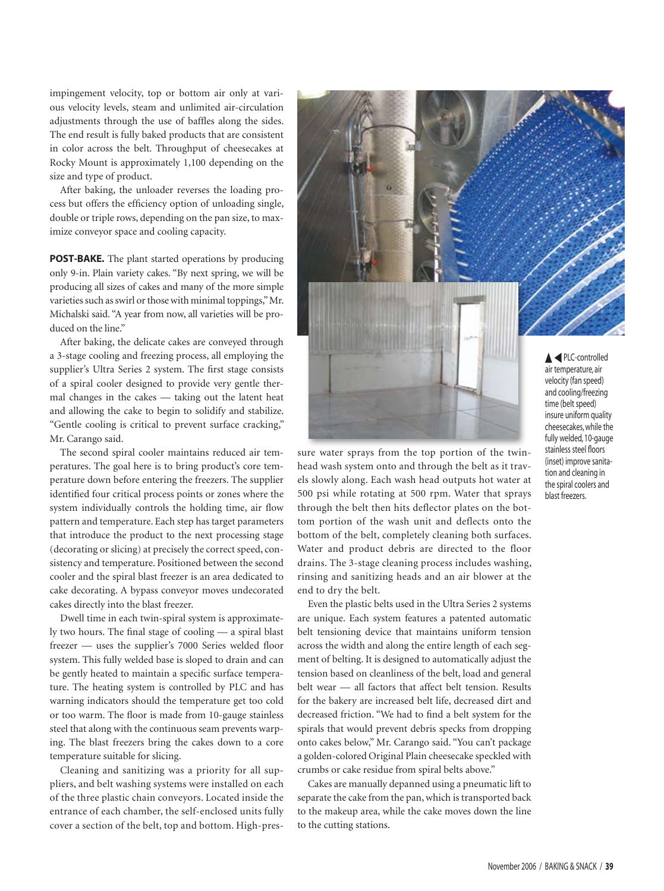impingement velocity, top or bottom air only at various velocity levels, steam and unlimited air-circulation adjustments through the use of baffles along the sides. The end result is fully baked products that are consistent in color across the belt. Throughput of cheesecakes at Rocky Mount is approximately 1,100 depending on the size and type of product.

After baking, the unloader reverses the loading process but offers the efficiency option of unloading single, double or triple rows, depending on the pan size, to maximize conveyor space and cooling capacity.

**POST-BAKE.** The plant started operations by producing only 9-in. Plain variety cakes. "By next spring, we will be producing all sizes of cakes and many of the more simple varieties such as swirl or those with minimal toppings," Mr. Michalski said. "A year from now, all varieties will be produced on the line."

After baking, the delicate cakes are conveyed through a 3-stage cooling and freezing process, all employing the supplier's Ultra Series 2 system. The first stage consists of a spiral cooler designed to provide very gentle thermal changes in the cakes — taking out the latent heat and allowing the cake to begin to solidify and stabilize. "Gentle cooling is critical to prevent surface cracking," Mr. Carango said.

The second spiral cooler maintains reduced air temperatures. The goal here is to bring product's core temperature down before entering the freezers. The supplier identified four critical process points or zones where the system individually controls the holding time, air flow pattern and temperature. Each step has target parameters that introduce the product to the next processing stage (decorating or slicing) at precisely the correct speed, consistency and temperature. Positioned between the second cooler and the spiral blast freezer is an area dedicated to cake decorating. A bypass conveyor moves undecorated cakes directly into the blast freezer.

Dwell time in each twin-spiral system is approximately two hours. The final stage of cooling — a spiral blast freezer — uses the supplier's 7000 Series welded floor system. This fully welded base is sloped to drain and can be gently heated to maintain a specific surface temperature. The heating system is controlled by PLC and has warning indicators should the temperature get too cold or too warm. The floor is made from 10-gauge stainless steel that along with the continuous seam prevents warping. The blast freezers bring the cakes down to a core temperature suitable for slicing.

Cleaning and sanitizing was a priority for all suppliers, and belt washing systems were installed on each of the three plastic chain conveyors. Located inside the entrance of each chamber, the self-enclosed units fully cover a section of the belt, top and bottom. High-pressure water sprays from the top portion of the twin-head wash system onto and through the belt as it travels slowly along. Each wash head outputs hot water at 500 psi while rotating at 500 rpm. Water that sprays through the belt then hits deflector plates on the bottom portion of the wash unit and deflects onto the bottom of the belt, completely cleaning both surfaces. Water and product debris are directed to the floor drains. The 3-stage cleaning process includes washing, rinsing and sanitizing heads and an air blower at the end to dry the belt.

Even the plastic belts used in the Ultra Series 2 systems are unique. Each system features a patented automatic belt tensioning device that maintains uniform tension across the width and along the entire length of each segment of belting. It is designed to automatically adjust the tension based on cleanliness of the belt, load and general belt wear — all factors that affect belt tension. Results for the bakery are increased belt life, decreased dirt and decreased friction. "We had to find a belt system for the spirals that would prevent debris specks from dropping onto cakes below," Mr. Carango said. "You can't package a golden-colored Original Plain cheesecake speckled with crumbs or cake residue from spiral belts above."

Cakes are manually depanned using a pneumatic lift to separate the cake from the pan, which is transported back to the makeup area, while the cake moves down the line to the cutting stations.

▲◀ PLC-controlled air temperature, air velocity (fan speed) and cooling/freezing time (belt speed) insure uniform quality cheesecakes, while the fully welded, 10-gauge stainless steel floors (inset) improve sanitation and cleaning in the spiral coolers and blast freezers.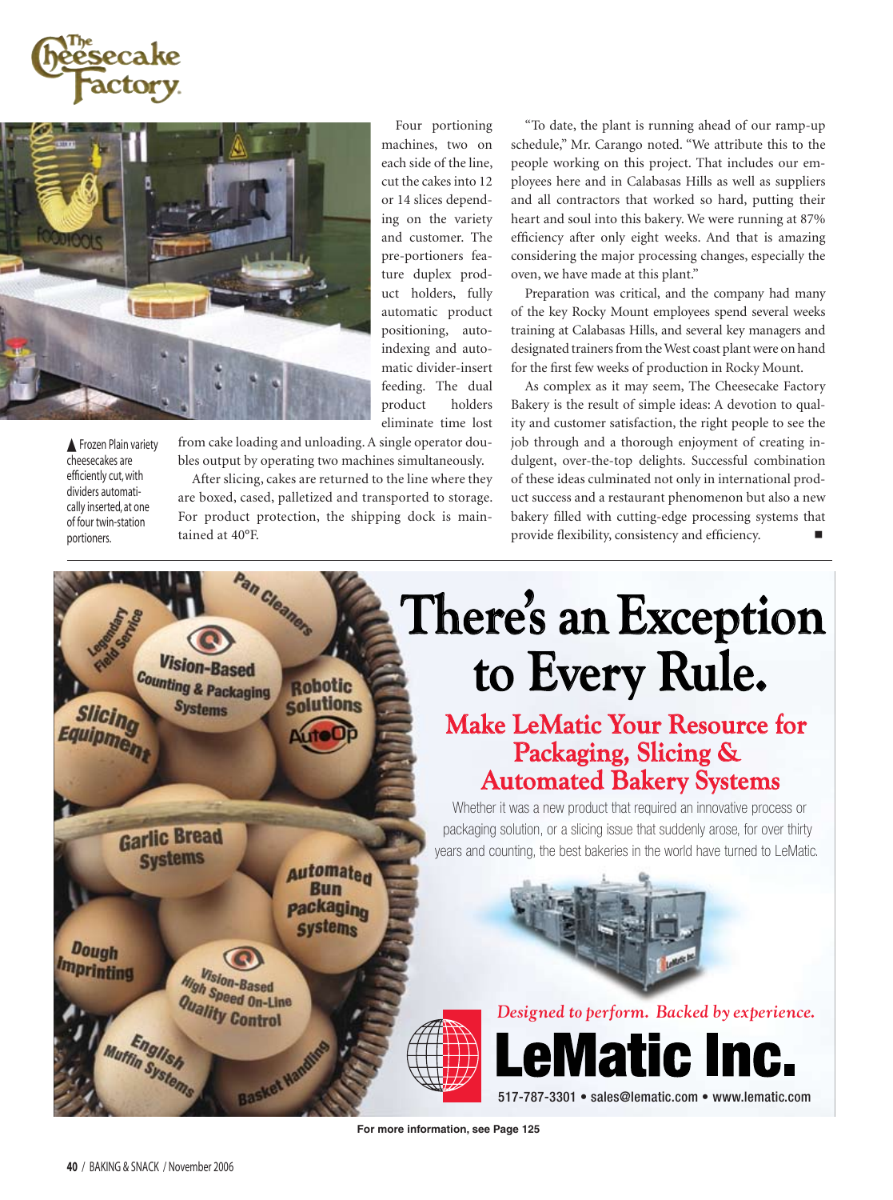Four portioning machines, two on each side of the line, cut the cakes into 12 or 14 slices depending on the variety and customer. The pre-portioners feature duplex product holders, fully automatic product positioning, auto-indexing and automatic divider-insert feeding. The dual product holders eliminate time lost from cake loading and unloading. A single operator doubles output by operating two machines simultaneously.

▲ Frozen Plain variety cheesecakes are efficiently cut, with dividers automatically inserted, at one of four twin-station portioners.

After slicing, cakes are returned to the line where they are boxed, cased, palletized and transported to storage. For product protection, the shipping dock is maintained at 40°F.

"To date, the plant is running ahead of our ramp-up schedule," Mr. Carango noted. "We attribute this to the people working on this project. That includes our employees here and in Calabasas Hills as well as suppliers and all contractors that worked so hard, putting their heart and soul into this bakery. We were running at 87% efficiency after only eight weeks. And that is amazing considering the major processing changes, especially the oven, we have made at this plant."

Preparation was critical, and the company had many of the key Rocky Mount employees spend several weeks training at Calabasas Hills, and several key managers and designated trainers from the West coast plant were on hand for the first few weeks of production in Rocky Mount.

As complex as it may seem, The Cheesecake Factory Bakery is the result of simple ideas: A devotion to quality and customer satisfaction, the right people to see the job through and a thorough enjoyment of creating indulgent, over-the-top delights. Successful combination of these ideas culminated not only in international product success and a restaurant phenomenon but also a new bakery filled with cutting-edge processing systems that provide flexibility, consistency and efficiency. ■

# There's an Exception to Every Rule.

## Make LeMatic Your Resource for Packaging, Slicing & Automated Bakery Systems

Whether it was a new product that required an innovative process or packaging solution, or a slicing issue that suddenly arose, for over thirty years and counting, the best bakeries in the world have turned to LeMatic.

Legendary Field Service
Pan Cleaners
Vision-Based Counting & Packaging Systems
Slicing Equipment
Robotic Solutions AutoOp
Garlic Bread Systems
Automated Bun Packaging Systems
Dough Imprinting
Vision-Based High Speed On-Line Quality Control
English Muffin Systems
Basket Handling

*Designed to perform. Backed by experience.*

**LeMatic Inc.**

517-787-3301 • sales@lematic.com • www.lematic.com

For more information, see Page 125